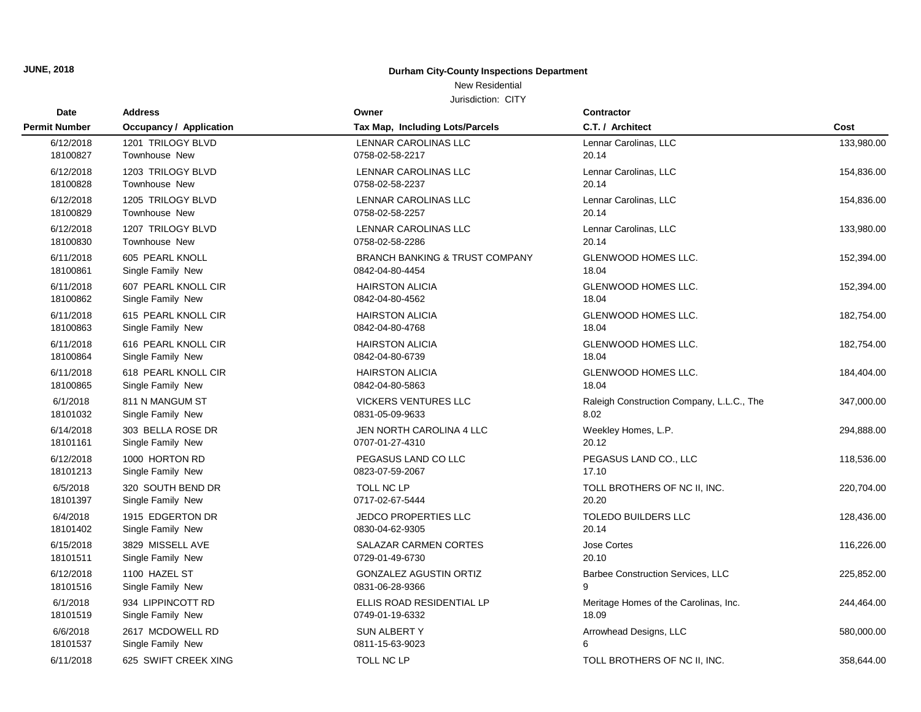**JUNE, 2018**

**Durham City-County Inspections Department**

New Residential

Jurisdiction: CITY

| Date<br>Permit Number | Address<br>Occupancy / Application | Owner<br>Tax Map, Including Lots/Parcels | Contractor<br>C.T. / Architect | Cost |
|---|---|---|---|---|
| 6/12/2018<br>18100827 | 1201 TRILOGY BLVD<br>Townhouse New | LENNAR CAROLINAS LLC<br>0758-02-58-2217 | Lennar Carolinas, LLC<br>20.14 | 133,980.00 |
| 6/12/2018<br>18100828 | 1203 TRILOGY BLVD<br>Townhouse New | LENNAR CAROLINAS LLC<br>0758-02-58-2237 | Lennar Carolinas, LLC<br>20.14 | 154,836.00 |
| 6/12/2018<br>18100829 | 1205 TRILOGY BLVD<br>Townhouse New | LENNAR CAROLINAS LLC<br>0758-02-58-2257 | Lennar Carolinas, LLC<br>20.14 | 154,836.00 |
| 6/12/2018<br>18100830 | 1207 TRILOGY BLVD<br>Townhouse New | LENNAR CAROLINAS LLC<br>0758-02-58-2286 | Lennar Carolinas, LLC<br>20.14 | 133,980.00 |
| 6/11/2018<br>18100861 | 605 PEARL KNOLL<br>Single Family New | BRANCH BANKING & TRUST COMPANY<br>0842-04-80-4454 | GLENWOOD HOMES LLC.<br>18.04 | 152,394.00 |
| 6/11/2018<br>18100862 | 607 PEARL KNOLL CIR<br>Single Family New | HAIRSTON ALICIA<br>0842-04-80-4562 | GLENWOOD HOMES LLC.<br>18.04 | 152,394.00 |
| 6/11/2018<br>18100863 | 615 PEARL KNOLL CIR<br>Single Family New | HAIRSTON ALICIA<br>0842-04-80-4768 | GLENWOOD HOMES LLC.<br>18.04 | 182,754.00 |
| 6/11/2018<br>18100864 | 616 PEARL KNOLL CIR<br>Single Family New | HAIRSTON ALICIA<br>0842-04-80-6739 | GLENWOOD HOMES LLC.<br>18.04 | 182,754.00 |
| 6/11/2018<br>18100865 | 618 PEARL KNOLL CIR<br>Single Family New | HAIRSTON ALICIA<br>0842-04-80-5863 | GLENWOOD HOMES LLC.<br>18.04 | 184,404.00 |
| 6/1/2018<br>18101032 | 811 N MANGUM ST<br>Single Family New | VICKERS VENTURES LLC<br>0831-05-09-9633 | Raleigh Construction Company, L.L.C., The<br>8.02 | 347,000.00 |
| 6/14/2018<br>18101161 | 303 BELLA ROSE DR<br>Single Family New | JEN NORTH CAROLINA 4 LLC<br>0707-01-27-4310 | Weekley Homes, L.P.<br>20.12 | 294,888.00 |
| 6/12/2018<br>18101213 | 1000 HORTON RD<br>Single Family New | PEGASUS LAND CO LLC<br>0823-07-59-2067 | PEGASUS LAND CO., LLC<br>17.10 | 118,536.00 |
| 6/5/2018<br>18101397 | 320 SOUTH BEND DR<br>Single Family New | TOLL NC LP<br>0717-02-67-5444 | TOLL BROTHERS OF NC II, INC.<br>20.20 | 220,704.00 |
| 6/4/2018<br>18101402 | 1915 EDGERTON DR<br>Single Family New | JEDCO PROPERTIES LLC<br>0830-04-62-9305 | TOLEDO BUILDERS LLC<br>20.14 | 128,436.00 |
| 6/15/2018<br>18101511 | 3829 MISSELL AVE<br>Single Family New | SALAZAR CARMEN CORTES<br>0729-01-49-6730 | Jose Cortes<br>20.10 | 116,226.00 |
| 6/12/2018<br>18101516 | 1100 HAZEL ST<br>Single Family New | GONZALEZ AGUSTIN ORTIZ<br>0831-06-28-9366 | Barbee Construction Services, LLC<br>9 | 225,852.00 |
| 6/1/2018<br>18101519 | 934 LIPPINCOTT RD<br>Single Family New | ELLIS ROAD RESIDENTIAL LP<br>0749-01-19-6332 | Meritage Homes of the Carolinas, Inc.<br>18.09 | 244,464.00 |
| 6/6/2018<br>18101537 | 2617 MCDOWELL RD<br>Single Family New | SUN ALBERT Y<br>0811-15-63-9023 | Arrowhead Designs, LLC<br>6 | 580,000.00 |
| 6/11/2018 | 625 SWIFT CREEK XING | TOLL NC LP | TOLL BROTHERS OF NC II, INC. | 358,644.00 |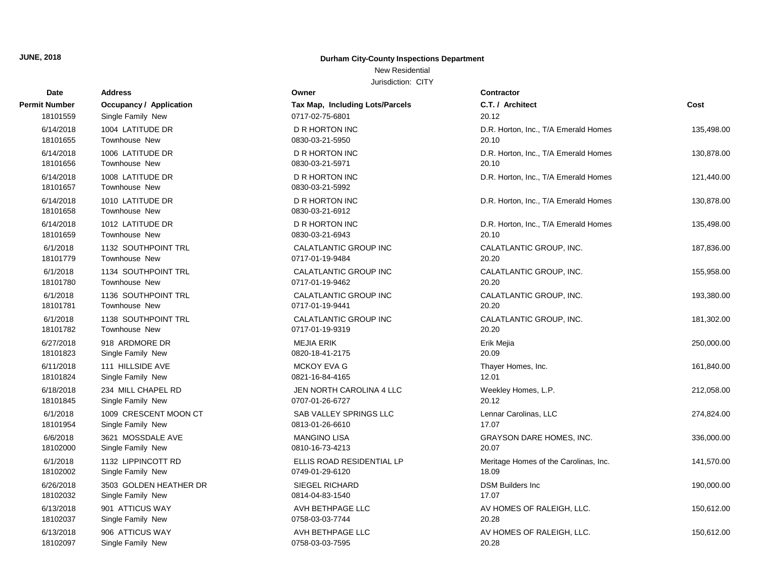**JUNE, 2018**

**Durham City-County Inspections Department**

New Residential

Jurisdiction: CITY

| Date<br>Permit Number | Address<br>Occupancy / Application | Owner<br>Tax Map, Including Lots/Parcels | Contractor<br>C.T. / Architect | Cost |
|---|---|---|---|---|
| 18101559 | Single Family New | 0717-02-75-6801 | 20.12 | |
| 6/14/2018 | 1004 LATITUDE DR | D R HORTON INC | D.R. Horton, Inc., T/A Emerald Homes | 135,498.00 |
| 18101655 | Townhouse New | 0830-03-21-5950 | 20.10 | |
| 6/14/2018 | 1006 LATITUDE DR | D R HORTON INC | D.R. Horton, Inc., T/A Emerald Homes | 130,878.00 |
| 18101656 | Townhouse New | 0830-03-21-5971 | 20.10 | |
| 6/14/2018 | 1008 LATITUDE DR | D R HORTON INC | D.R. Horton, Inc., T/A Emerald Homes | 121,440.00 |
| 18101657 | Townhouse New | 0830-03-21-5992 | | |
| 6/14/2018 | 1010 LATITUDE DR | D R HORTON INC | D.R. Horton, Inc., T/A Emerald Homes | 130,878.00 |
| 18101658 | Townhouse New | 0830-03-21-6912 | | |
| 6/14/2018 | 1012 LATITUDE DR | D R HORTON INC | D.R. Horton, Inc., T/A Emerald Homes | 135,498.00 |
| 18101659 | Townhouse New | 0830-03-21-6943 | 20.10 | |
| 6/1/2018 | 1132 SOUTHPOINT TRL | CALATLANTIC GROUP INC | CALATLANTIC GROUP, INC. | 187,836.00 |
| 18101779 | Townhouse New | 0717-01-19-9484 | 20.20 | |
| 6/1/2018 | 1134 SOUTHPOINT TRL | CALATLANTIC GROUP INC | CALATLANTIC GROUP, INC. | 155,958.00 |
| 18101780 | Townhouse New | 0717-01-19-9462 | 20.20 | |
| 6/1/2018 | 1136 SOUTHPOINT TRL | CALATLANTIC GROUP INC | CALATLANTIC GROUP, INC. | 193,380.00 |
| 18101781 | Townhouse New | 0717-01-19-9441 | 20.20 | |
| 6/1/2018 | 1138 SOUTHPOINT TRL | CALATLANTIC GROUP INC | CALATLANTIC GROUP, INC. | 181,302.00 |
| 18101782 | Townhouse New | 0717-01-19-9319 | 20.20 | |
| 6/27/2018 | 918 ARDMORE DR | MEJIA ERIK | Erik Mejia | 250,000.00 |
| 18101823 | Single Family New | 0820-18-41-2175 | 20.09 | |
| 6/11/2018 | 111 HILLSIDE AVE | MCKOY EVA G | Thayer Homes, Inc. | 161,840.00 |
| 18101824 | Single Family New | 0821-16-84-4165 | 12.01 | |
| 6/18/2018 | 234 MILL CHAPEL RD | JEN NORTH CAROLINA 4 LLC | Weekley Homes, L.P. | 212,058.00 |
| 18101845 | Single Family New | 0707-01-26-6727 | 20.12 | |
| 6/1/2018 | 1009 CRESCENT MOON CT | SAB VALLEY SPRINGS LLC | Lennar Carolinas, LLC | 274,824.00 |
| 18101954 | Single Family New | 0813-01-26-6610 | 17.07 | |
| 6/6/2018 | 3621 MOSSDALE AVE | MANGINO LISA | GRAYSON DARE HOMES, INC. | 336,000.00 |
| 18102000 | Single Family New | 0810-16-73-4213 | 20.07 | |
| 6/1/2018 | 1132 LIPPINCOTT RD | ELLIS ROAD RESIDENTIAL LP | Meritage Homes of the Carolinas, Inc. | 141,570.00 |
| 18102002 | Single Family New | 0749-01-29-6120 | 18.09 | |
| 6/26/2018 | 3503 GOLDEN HEATHER DR | SIEGEL RICHARD | DSM Builders Inc | 190,000.00 |
| 18102032 | Single Family New | 0814-04-83-1540 | 17.07 | |
| 6/13/2018 | 901 ATTICUS WAY | AVH BETHPAGE LLC | AV HOMES OF RALEIGH, LLC. | 150,612.00 |
| 18102037 | Single Family New | 0758-03-03-7744 | 20.28 | |
| 6/13/2018 | 906 ATTICUS WAY | AVH BETHPAGE LLC | AV HOMES OF RALEIGH, LLC. | 150,612.00 |
| 18102097 | Single Family New | 0758-03-03-7595 | 20.28 | |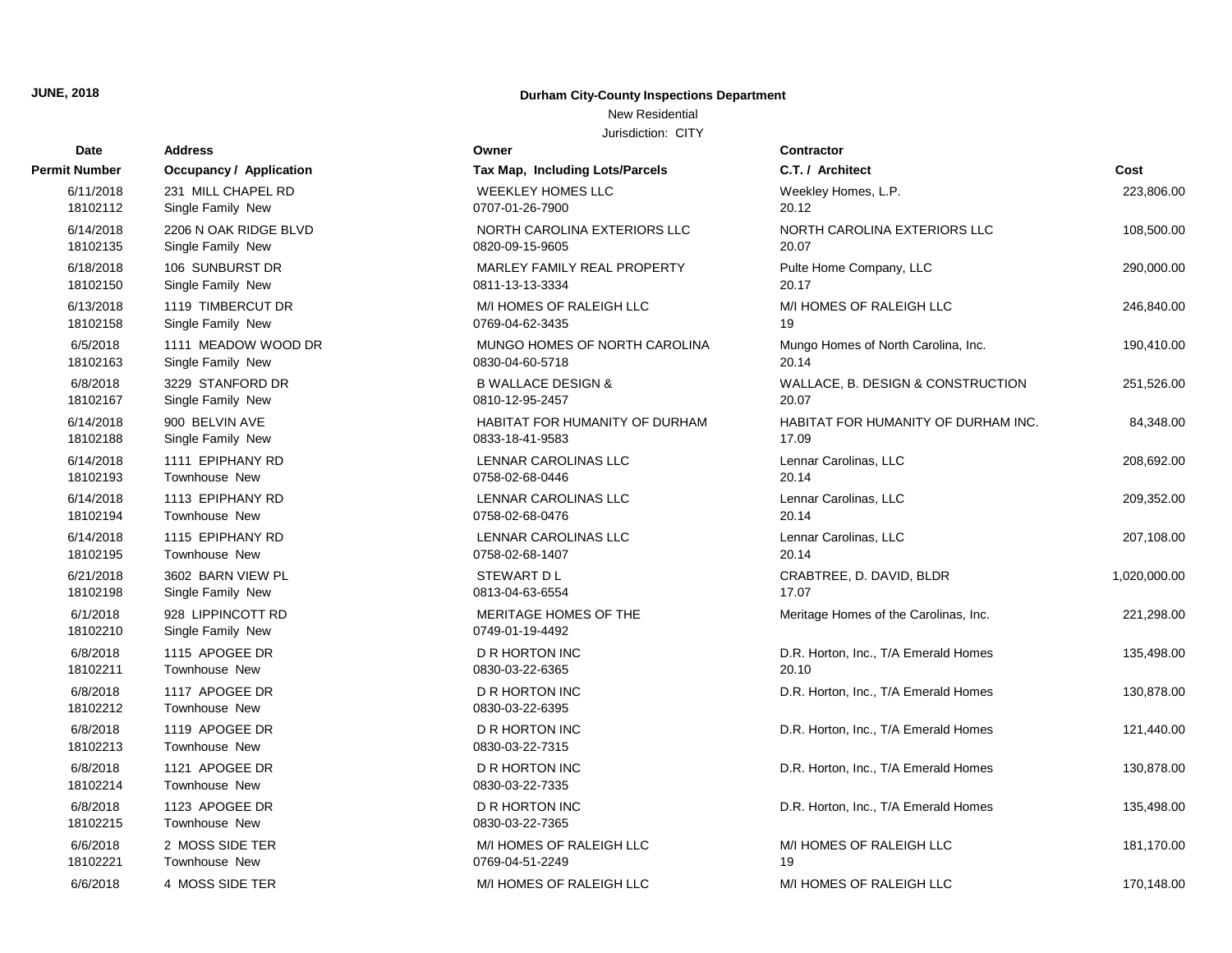**JUNE, 2018**

## Durham City-County Inspections Department

New Residential

Jurisdiction: CITY

| Date / Permit Number | Address / Occupancy / Application | Owner / Tax Map, Including Lots/Parcels | Contractor / C.T. / Architect | Cost |
|---|---|---|---|---|
| 6/11/2018<br>18102112 | 231 MILL CHAPEL RD<br>Single Family New | WEEKLEY HOMES LLC<br>0707-01-26-7900 | Weekley Homes, L.P.<br>20.12 | 223,806.00 |
| 6/14/2018<br>18102135 | 2206 N OAK RIDGE BLVD<br>Single Family New | NORTH CAROLINA EXTERIORS LLC<br>0820-09-15-9605 | NORTH CAROLINA EXTERIORS LLC<br>20.07 | 108,500.00 |
| 6/18/2018<br>18102150 | 106 SUNBURST DR<br>Single Family New | MARLEY FAMILY REAL PROPERTY<br>0811-13-13-3334 | Pulte Home Company, LLC<br>20.17 | 290,000.00 |
| 6/13/2018<br>18102158 | 1119 TIMBERCUT DR<br>Single Family New | M/I HOMES OF RALEIGH LLC<br>0769-04-62-3435 | M/I HOMES OF RALEIGH LLC<br>19 | 246,840.00 |
| 6/5/2018<br>18102163 | 1111 MEADOW WOOD DR<br>Single Family New | MUNGO HOMES OF NORTH CAROLINA<br>0830-04-60-5718 | Mungo Homes of North Carolina, Inc.<br>20.14 | 190,410.00 |
| 6/8/2018<br>18102167 | 3229 STANFORD DR<br>Single Family New | B WALLACE DESIGN &<br>0810-12-95-2457 | WALLACE, B. DESIGN & CONSTRUCTION<br>20.07 | 251,526.00 |
| 6/14/2018<br>18102188 | 900 BELVIN AVE<br>Single Family New | HABITAT FOR HUMANITY OF DURHAM<br>0833-18-41-9583 | HABITAT FOR HUMANITY OF DURHAM INC.<br>17.09 | 84,348.00 |
| 6/14/2018<br>18102193 | 1111 EPIPHANY RD<br>Townhouse New | LENNAR CAROLINAS LLC<br>0758-02-68-0446 | Lennar Carolinas, LLC<br>20.14 | 208,692.00 |
| 6/14/2018<br>18102194 | 1113 EPIPHANY RD<br>Townhouse New | LENNAR CAROLINAS LLC<br>0758-02-68-0476 | Lennar Carolinas, LLC<br>20.14 | 209,352.00 |
| 6/14/2018<br>18102195 | 1115 EPIPHANY RD<br>Townhouse New | LENNAR CAROLINAS LLC<br>0758-02-68-1407 | Lennar Carolinas, LLC<br>20.14 | 207,108.00 |
| 6/21/2018<br>18102198 | 3602 BARN VIEW PL<br>Single Family New | STEWART D L<br>0813-04-63-6554 | CRABTREE, D. DAVID, BLDR<br>17.07 | 1,020,000.00 |
| 6/1/2018<br>18102210 | 928 LIPPINCOTT RD<br>Single Family New | MERITAGE HOMES OF THE<br>0749-01-19-4492 | Meritage Homes of the Carolinas, Inc. | 221,298.00 |
| 6/8/2018<br>18102211 | 1115 APOGEE DR<br>Townhouse New | D R HORTON INC<br>0830-03-22-6365 | D.R. Horton, Inc., T/A Emerald Homes<br>20.10 | 135,498.00 |
| 6/8/2018<br>18102212 | 1117 APOGEE DR<br>Townhouse New | D R HORTON INC<br>0830-03-22-6395 | D.R. Horton, Inc., T/A Emerald Homes | 130,878.00 |
| 6/8/2018<br>18102213 | 1119 APOGEE DR<br>Townhouse New | D R HORTON INC<br>0830-03-22-7315 | D.R. Horton, Inc., T/A Emerald Homes | 121,440.00 |
| 6/8/2018<br>18102214 | 1121 APOGEE DR<br>Townhouse New | D R HORTON INC<br>0830-03-22-7335 | D.R. Horton, Inc., T/A Emerald Homes | 130,878.00 |
| 6/8/2018<br>18102215 | 1123 APOGEE DR<br>Townhouse New | D R HORTON INC<br>0830-03-22-7365 | D.R. Horton, Inc., T/A Emerald Homes | 135,498.00 |
| 6/6/2018<br>18102221 | 2 MOSS SIDE TER<br>Townhouse New | M/I HOMES OF RALEIGH LLC<br>0769-04-51-2249 | M/I HOMES OF RALEIGH LLC<br>19 | 181,170.00 |
| 6/6/2018 | 4 MOSS SIDE TER | M/I HOMES OF RALEIGH LLC | M/I HOMES OF RALEIGH LLC | 170,148.00 |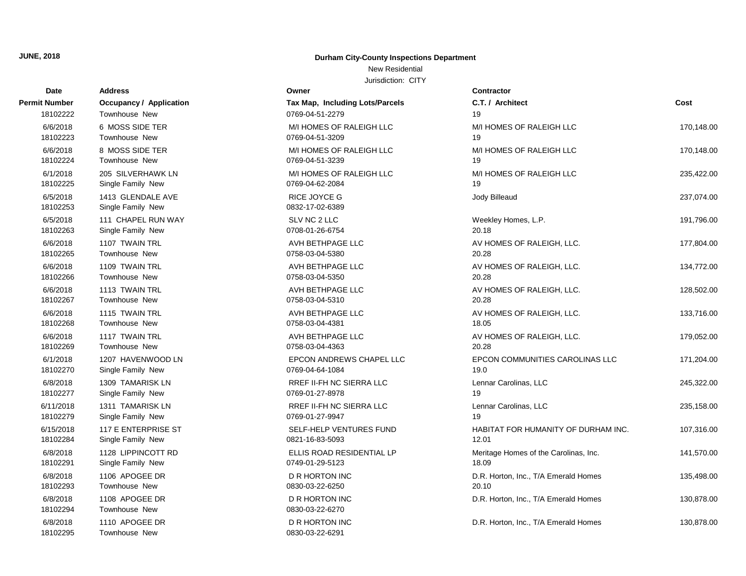| Date<br>Permit Number | Address<br>Occupancy / Application | Owner<br>Tax Map, Including Lots/Parcels | Contractor<br>C.T. / Architect | Cost |
|---|---|---|---|---|
| 18102222 | Townhouse New | 0769-04-51-2279 | 19 | |
| 6/6/2018 | 6 MOSS SIDE TER | M/I HOMES OF RALEIGH LLC | M/I HOMES OF RALEIGH LLC | 170,148.00 |
| 18102223 | Townhouse New | 0769-04-51-3209 | 19 | |
| 6/6/2018 | 8 MOSS SIDE TER | M/I HOMES OF RALEIGH LLC | M/I HOMES OF RALEIGH LLC | 170,148.00 |
| 18102224 | Townhouse New | 0769-04-51-3239 | 19 | |
| 6/1/2018 | 205 SILVERHAWK LN | M/I HOMES OF RALEIGH LLC | M/I HOMES OF RALEIGH LLC | 235,422.00 |
| 18102225 | Single Family New | 0769-04-62-2084 | 19 | |
| 6/5/2018 | 1413 GLENDALE AVE | RICE JOYCE G | Jody Billeaud | 237,074.00 |
| 18102253 | Single Family New | 0832-17-02-6389 | | |
| 6/5/2018 | 111 CHAPEL RUN WAY | SLV NC 2 LLC | Weekley Homes, L.P. | 191,796.00 |
| 18102263 | Single Family New | 0708-01-26-6754 | 20.18 | |
| 6/6/2018 | 1107 TWAIN TRL | AVH BETHPAGE LLC | AV HOMES OF RALEIGH, LLC. | 177,804.00 |
| 18102265 | Townhouse New | 0758-03-04-5380 | 20.28 | |
| 6/6/2018 | 1109 TWAIN TRL | AVH BETHPAGE LLC | AV HOMES OF RALEIGH, LLC. | 134,772.00 |
| 18102266 | Townhouse New | 0758-03-04-5350 | 20.28 | |
| 6/6/2018 | 1113 TWAIN TRL | AVH BETHPAGE LLC | AV HOMES OF RALEIGH, LLC. | 128,502.00 |
| 18102267 | Townhouse New | 0758-03-04-5310 | 20.28 | |
| 6/6/2018 | 1115 TWAIN TRL | AVH BETHPAGE LLC | AV HOMES OF RALEIGH, LLC. | 133,716.00 |
| 18102268 | Townhouse New | 0758-03-04-4381 | 18.05 | |
| 6/6/2018 | 1117 TWAIN TRL | AVH BETHPAGE LLC | AV HOMES OF RALEIGH, LLC. | 179,052.00 |
| 18102269 | Townhouse New | 0758-03-04-4363 | 20.28 | |
| 6/1/2018 | 1207 HAVENWOOD LN | EPCON ANDREWS CHAPEL LLC | EPCON COMMUNITIES CAROLINAS LLC | 171,204.00 |
| 18102270 | Single Family New | 0769-04-64-1084 | 19.0 | |
| 6/8/2018 | 1309 TAMARISK LN | RREF II-FH NC SIERRA LLC | Lennar Carolinas, LLC | 245,322.00 |
| 18102277 | Single Family New | 0769-01-27-8978 | 19 | |
| 6/11/2018 | 1311 TAMARISK LN | RREF II-FH NC SIERRA LLC | Lennar Carolinas, LLC | 235,158.00 |
| 18102279 | Single Family New | 0769-01-27-9947 | 19 | |
| 6/15/2018 | 117 E ENTERPRISE ST | SELF-HELP VENTURES FUND | HABITAT FOR HUMANITY OF DURHAM INC. | 107,316.00 |
| 18102284 | Single Family New | 0821-16-83-5093 | 12.01 | |
| 6/8/2018 | 1128 LIPPINCOTT RD | ELLIS ROAD RESIDENTIAL LP | Meritage Homes of the Carolinas, Inc. | 141,570.00 |
| 18102291 | Single Family New | 0749-01-29-5123 | 18.09 | |
| 6/8/2018 | 1106 APOGEE DR | D R HORTON INC | D.R. Horton, Inc., T/A Emerald Homes | 135,498.00 |
| 18102293 | Townhouse New | 0830-03-22-6250 | 20.10 | |
| 6/8/2018 | 1108 APOGEE DR | D R HORTON INC | D.R. Horton, Inc., T/A Emerald Homes | 130,878.00 |
| 18102294 | Townhouse New | 0830-03-22-6270 | | |
| 6/8/2018 | 1110 APOGEE DR | D R HORTON INC | D.R. Horton, Inc., T/A Emerald Homes | 130,878.00 |
| 18102295 | Townhouse New | 0830-03-22-6291 | | |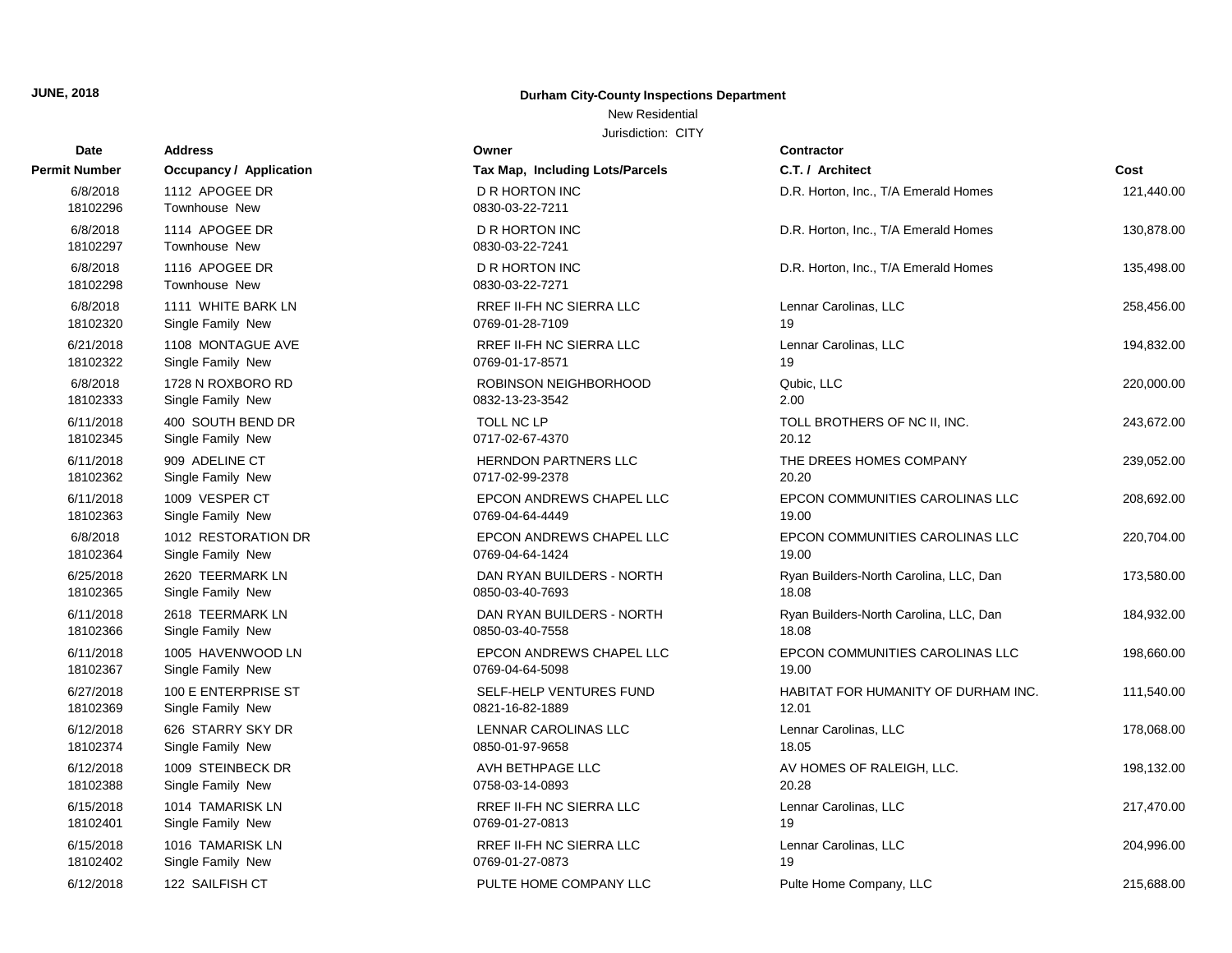**JUNE, 2018**

**Durham City-County Inspections Department**

New Residential

Jurisdiction: CITY

| Date<br>Permit Number | Address<br>Occupancy / Application | Owner<br>Tax Map, Including Lots/Parcels | Contractor<br>C.T. / Architect | Cost |
|---|---|---|---|---|
| 6/8/2018<br>18102296 | 1112 APOGEE DR<br>Townhouse New | D R HORTON INC<br>0830-03-22-7211 | D.R. Horton, Inc., T/A Emerald Homes | 121,440.00 |
| 6/8/2018<br>18102297 | 1114 APOGEE DR<br>Townhouse New | D R HORTON INC<br>0830-03-22-7241 | D.R. Horton, Inc., T/A Emerald Homes | 130,878.00 |
| 6/8/2018<br>18102298 | 1116 APOGEE DR<br>Townhouse New | D R HORTON INC<br>0830-03-22-7271 | D.R. Horton, Inc., T/A Emerald Homes | 135,498.00 |
| 6/8/2018<br>18102320 | 1111 WHITE BARK LN<br>Single Family New | RREF II-FH NC SIERRA LLC<br>0769-01-28-7109 | Lennar Carolinas, LLC<br>19 | 258,456.00 |
| 6/21/2018<br>18102322 | 1108 MONTAGUE AVE<br>Single Family New | RREF II-FH NC SIERRA LLC<br>0769-01-17-8571 | Lennar Carolinas, LLC<br>19 | 194,832.00 |
| 6/8/2018<br>18102333 | 1728 N ROXBORO RD<br>Single Family New | ROBINSON NEIGHBORHOOD<br>0832-13-23-3542 | Qubic, LLC<br>2.00 | 220,000.00 |
| 6/11/2018<br>18102345 | 400 SOUTH BEND DR<br>Single Family New | TOLL NC LP<br>0717-02-67-4370 | TOLL BROTHERS OF NC II, INC.<br>20.12 | 243,672.00 |
| 6/11/2018<br>18102362 | 909 ADELINE CT<br>Single Family New | HERNDON PARTNERS LLC<br>0717-02-99-2378 | THE DREES HOMES COMPANY<br>20.20 | 239,052.00 |
| 6/11/2018<br>18102363 | 1009 VESPER CT<br>Single Family New | EPCON ANDREWS CHAPEL LLC<br>0769-04-64-4449 | EPCON COMMUNITIES CAROLINAS LLC<br>19.00 | 208,692.00 |
| 6/8/2018<br>18102364 | 1012 RESTORATION DR<br>Single Family New | EPCON ANDREWS CHAPEL LLC<br>0769-04-64-1424 | EPCON COMMUNITIES CAROLINAS LLC<br>19.00 | 220,704.00 |
| 6/25/2018<br>18102365 | 2620 TEERMARK LN<br>Single Family New | DAN RYAN BUILDERS - NORTH<br>0850-03-40-7693 | Ryan Builders-North Carolina, LLC, Dan<br>18.08 | 173,580.00 |
| 6/11/2018<br>18102366 | 2618 TEERMARK LN<br>Single Family New | DAN RYAN BUILDERS - NORTH<br>0850-03-40-7558 | Ryan Builders-North Carolina, LLC, Dan<br>18.08 | 184,932.00 |
| 6/11/2018<br>18102367 | 1005 HAVENWOOD LN<br>Single Family New | EPCON ANDREWS CHAPEL LLC<br>0769-04-64-5098 | EPCON COMMUNITIES CAROLINAS LLC<br>19.00 | 198,660.00 |
| 6/27/2018<br>18102369 | 100 E ENTERPRISE ST<br>Single Family New | SELF-HELP VENTURES FUND<br>0821-16-82-1889 | HABITAT FOR HUMANITY OF DURHAM INC.<br>12.01 | 111,540.00 |
| 6/12/2018<br>18102374 | 626 STARRY SKY DR<br>Single Family New | LENNAR CAROLINAS LLC<br>0850-01-97-9658 | Lennar Carolinas, LLC<br>18.05 | 178,068.00 |
| 6/12/2018<br>18102388 | 1009 STEINBECK DR<br>Single Family New | AVH BETHPAGE LLC<br>0758-03-14-0893 | AV HOMES OF RALEIGH, LLC.<br>20.28 | 198,132.00 |
| 6/15/2018<br>18102401 | 1014 TAMARISK LN<br>Single Family New | RREF II-FH NC SIERRA LLC<br>0769-01-27-0813 | Lennar Carolinas, LLC<br>19 | 217,470.00 |
| 6/15/2018<br>18102402 | 1016 TAMARISK LN<br>Single Family New | RREF II-FH NC SIERRA LLC<br>0769-01-27-0873 | Lennar Carolinas, LLC<br>19 | 204,996.00 |
| 6/12/2018 | 122 SAILFISH CT | PULTE HOME COMPANY LLC | Pulte Home Company, LLC | 215,688.00 |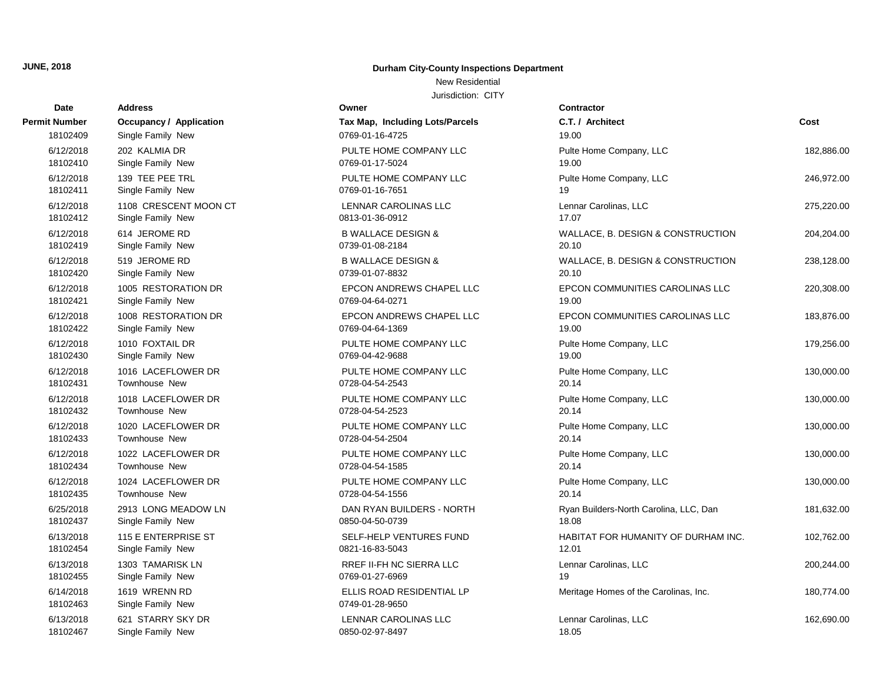**JUNE, 2018**

**Durham City-County Inspections Department**

New Residential

Jurisdiction: CITY

| Date<br>Permit Number | Address<br>Occupancy / Application | Owner<br>Tax Map, Including Lots/Parcels | Contractor<br>C.T. / Architect | Cost |
|---|---|---|---|---|
| 18102409 | Single Family New | 0769-01-16-4725 | 19.00 | |
| 6/12/2018 | 202 KALMIA DR | PULTE HOME COMPANY LLC | Pulte Home Company, LLC | 182,886.00 |
| 18102410 | Single Family New | 0769-01-17-5024 | 19.00 | |
| 6/12/2018 | 139 TEE PEE TRL | PULTE HOME COMPANY LLC | Pulte Home Company, LLC | 246,972.00 |
| 18102411 | Single Family New | 0769-01-16-7651 | 19 | |
| 6/12/2018 | 1108 CRESCENT MOON CT | LENNAR CAROLINAS LLC | Lennar Carolinas, LLC | 275,220.00 |
| 18102412 | Single Family New | 0813-01-36-0912 | 17.07 | |
| 6/12/2018 | 614 JEROME RD | B WALLACE DESIGN & | WALLACE, B. DESIGN & CONSTRUCTION | 204,204.00 |
| 18102419 | Single Family New | 0739-01-08-2184 | 20.10 | |
| 6/12/2018 | 519 JEROME RD | B WALLACE DESIGN & | WALLACE, B. DESIGN & CONSTRUCTION | 238,128.00 |
| 18102420 | Single Family New | 0739-01-07-8832 | 20.10 | |
| 6/12/2018 | 1005 RESTORATION DR | EPCON ANDREWS CHAPEL LLC | EPCON COMMUNITIES CAROLINAS LLC | 220,308.00 |
| 18102421 | Single Family New | 0769-04-64-0271 | 19.00 | |
| 6/12/2018 | 1008 RESTORATION DR | EPCON ANDREWS CHAPEL LLC | EPCON COMMUNITIES CAROLINAS LLC | 183,876.00 |
| 18102422 | Single Family New | 0769-04-64-1369 | 19.00 | |
| 6/12/2018 | 1010 FOXTAIL DR | PULTE HOME COMPANY LLC | Pulte Home Company, LLC | 179,256.00 |
| 18102430 | Single Family New | 0769-04-42-9688 | 19.00 | |
| 6/12/2018 | 1016 LACEFLOWER DR | PULTE HOME COMPANY LLC | Pulte Home Company, LLC | 130,000.00 |
| 18102431 | Townhouse New | 0728-04-54-2543 | 20.14 | |
| 6/12/2018 | 1018 LACEFLOWER DR | PULTE HOME COMPANY LLC | Pulte Home Company, LLC | 130,000.00 |
| 18102432 | Townhouse New | 0728-04-54-2523 | 20.14 | |
| 6/12/2018 | 1020 LACEFLOWER DR | PULTE HOME COMPANY LLC | Pulte Home Company, LLC | 130,000.00 |
| 18102433 | Townhouse New | 0728-04-54-2504 | 20.14 | |
| 6/12/2018 | 1022 LACEFLOWER DR | PULTE HOME COMPANY LLC | Pulte Home Company, LLC | 130,000.00 |
| 18102434 | Townhouse New | 0728-04-54-1585 | 20.14 | |
| 6/12/2018 | 1024 LACEFLOWER DR | PULTE HOME COMPANY LLC | Pulte Home Company, LLC | 130,000.00 |
| 18102435 | Townhouse New | 0728-04-54-1556 | 20.14 | |
| 6/25/2018 | 2913 LONG MEADOW LN | DAN RYAN BUILDERS - NORTH | Ryan Builders-North Carolina, LLC, Dan | 181,632.00 |
| 18102437 | Single Family New | 0850-04-50-0739 | 18.08 | |
| 6/13/2018 | 115 E ENTERPRISE ST | SELF-HELP VENTURES FUND | HABITAT FOR HUMANITY OF DURHAM INC. | 102,762.00 |
| 18102454 | Single Family New | 0821-16-83-5043 | 12.01 | |
| 6/13/2018 | 1303 TAMARISK LN | RREF II-FH NC SIERRA LLC | Lennar Carolinas, LLC | 200,244.00 |
| 18102455 | Single Family New | 0769-01-27-6969 | 19 | |
| 6/14/2018 | 1619 WRENN RD | ELLIS ROAD RESIDENTIAL LP | Meritage Homes of the Carolinas, Inc. | 180,774.00 |
| 18102463 | Single Family New | 0749-01-28-9650 | | |
| 6/13/2018 | 621 STARRY SKY DR | LENNAR CAROLINAS LLC | Lennar Carolinas, LLC | 162,690.00 |
| 18102467 | Single Family New | 0850-02-97-8497 | 18.05 | |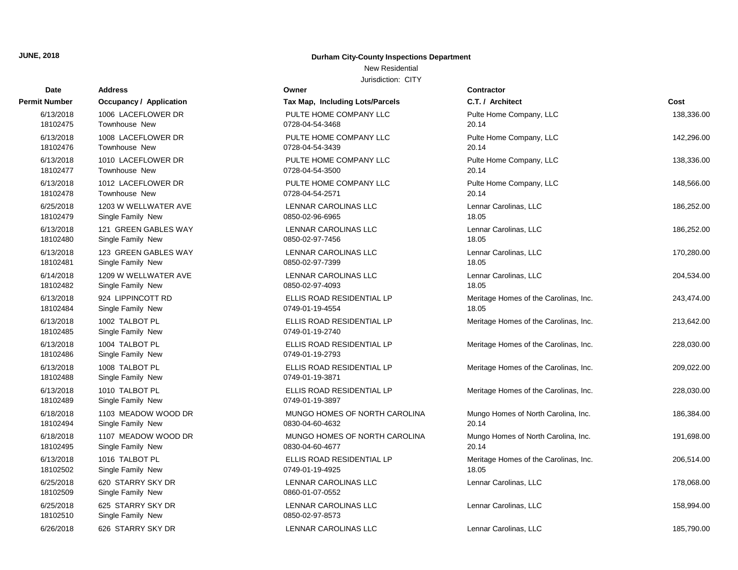**JUNE, 2018**

**Durham City-County Inspections Department**

New Residential

Jurisdiction: CITY

| Date / Permit Number | Address / Occupancy / Application | Owner / Tax Map, Including Lots/Parcels | Contractor / C.T. / Architect | Cost |
|---|---|---|---|---|
| 6/13/2018<br>18102475 | 1006 LACEFLOWER DR<br>Townhouse New | PULTE HOME COMPANY LLC<br>0728-04-54-3468 | Pulte Home Company, LLC<br>20.14 | 138,336.00 |
| 6/13/2018<br>18102476 | 1008 LACEFLOWER DR<br>Townhouse New | PULTE HOME COMPANY LLC<br>0728-04-54-3439 | Pulte Home Company, LLC<br>20.14 | 142,296.00 |
| 6/13/2018<br>18102477 | 1010 LACEFLOWER DR<br>Townhouse New | PULTE HOME COMPANY LLC<br>0728-04-54-3500 | Pulte Home Company, LLC<br>20.14 | 138,336.00 |
| 6/13/2018<br>18102478 | 1012 LACEFLOWER DR<br>Townhouse New | PULTE HOME COMPANY LLC<br>0728-04-54-2571 | Pulte Home Company, LLC<br>20.14 | 148,566.00 |
| 6/25/2018<br>18102479 | 1203 W WELLWATER AVE<br>Single Family New | LENNAR CAROLINAS LLC<br>0850-02-96-6965 | Lennar Carolinas, LLC<br>18.05 | 186,252.00 |
| 6/13/2018<br>18102480 | 121 GREEN GABLES WAY<br>Single Family New | LENNAR CAROLINAS LLC<br>0850-02-97-7456 | Lennar Carolinas, LLC<br>18.05 | 186,252.00 |
| 6/13/2018<br>18102481 | 123 GREEN GABLES WAY<br>Single Family New | LENNAR CAROLINAS LLC<br>0850-02-97-7399 | Lennar Carolinas, LLC<br>18.05 | 170,280.00 |
| 6/14/2018<br>18102482 | 1209 W WELLWATER AVE<br>Single Family New | LENNAR CAROLINAS LLC<br>0850-02-97-4093 | Lennar Carolinas, LLC<br>18.05 | 204,534.00 |
| 6/13/2018<br>18102484 | 924 LIPPINCOTT RD<br>Single Family New | ELLIS ROAD RESIDENTIAL LP<br>0749-01-19-4554 | Meritage Homes of the Carolinas, Inc.<br>18.05 | 243,474.00 |
| 6/13/2018<br>18102485 | 1002 TALBOT PL<br>Single Family New | ELLIS ROAD RESIDENTIAL LP<br>0749-01-19-2740 | Meritage Homes of the Carolinas, Inc. | 213,642.00 |
| 6/13/2018<br>18102486 | 1004 TALBOT PL<br>Single Family New | ELLIS ROAD RESIDENTIAL LP<br>0749-01-19-2793 | Meritage Homes of the Carolinas, Inc. | 228,030.00 |
| 6/13/2018<br>18102488 | 1008 TALBOT PL<br>Single Family New | ELLIS ROAD RESIDENTIAL LP<br>0749-01-19-3871 | Meritage Homes of the Carolinas, Inc. | 209,022.00 |
| 6/13/2018<br>18102489 | 1010 TALBOT PL<br>Single Family New | ELLIS ROAD RESIDENTIAL LP<br>0749-01-19-3897 | Meritage Homes of the Carolinas, Inc. | 228,030.00 |
| 6/18/2018<br>18102494 | 1103 MEADOW WOOD DR<br>Single Family New | MUNGO HOMES OF NORTH CAROLINA<br>0830-04-60-4632 | Mungo Homes of North Carolina, Inc.<br>20.14 | 186,384.00 |
| 6/18/2018<br>18102495 | 1107 MEADOW WOOD DR<br>Single Family New | MUNGO HOMES OF NORTH CAROLINA<br>0830-04-60-4677 | Mungo Homes of North Carolina, Inc.<br>20.14 | 191,698.00 |
| 6/13/2018<br>18102502 | 1016 TALBOT PL<br>Single Family New | ELLIS ROAD RESIDENTIAL LP<br>0749-01-19-4925 | Meritage Homes of the Carolinas, Inc.<br>18.05 | 206,514.00 |
| 6/25/2018<br>18102509 | 620 STARRY SKY DR<br>Single Family New | LENNAR CAROLINAS LLC<br>0860-01-07-0552 | Lennar Carolinas, LLC | 178,068.00 |
| 6/25/2018<br>18102510 | 625 STARRY SKY DR<br>Single Family New | LENNAR CAROLINAS LLC<br>0850-02-97-8573 | Lennar Carolinas, LLC | 158,994.00 |
| 6/26/2018 | 626 STARRY SKY DR | LENNAR CAROLINAS LLC | Lennar Carolinas, LLC | 185,790.00 |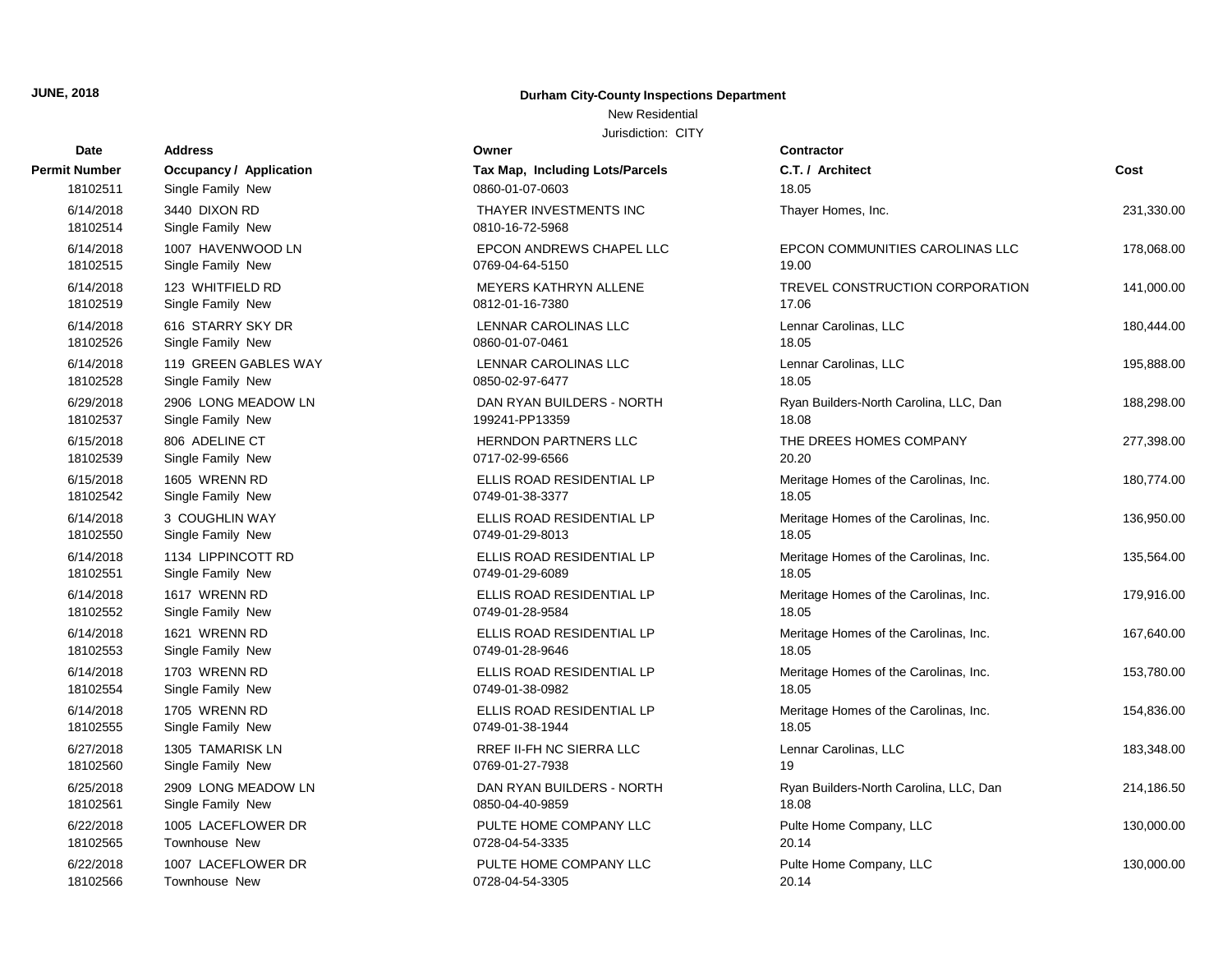**JUNE, 2018**

## Durham City-County Inspections Department

New Residential

Jurisdiction: CITY

| Date | Permit Number | Address | Occupancy / Application | Owner | Tax Map, Including Lots/Parcels | Contractor | C.T. / Architect | Cost |
|---|---|---|---|---|---|---|---|---|
| | 18102511 | | Single Family New | | 0860-01-07-0603 | | 18.05 | |
| 6/14/2018 | 18102514 | 3440 DIXON RD | Single Family New | THAYER INVESTMENTS INC | 0810-16-72-5968 | Thayer Homes, Inc. | | 231,330.00 |
| 6/14/2018 | 18102515 | 1007 HAVENWOOD LN | Single Family New | EPCON ANDREWS CHAPEL LLC | 0769-04-64-5150 | EPCON COMMUNITIES CAROLINAS LLC | 19.00 | 178,068.00 |
| 6/14/2018 | 18102519 | 123 WHITFIELD RD | Single Family New | MEYERS KATHRYN ALLENE | 0812-01-16-7380 | TREVEL CONSTRUCTION CORPORATION | 17.06 | 141,000.00 |
| 6/14/2018 | 18102526 | 616 STARRY SKY DR | Single Family New | LENNAR CAROLINAS LLC | 0860-01-07-0461 | Lennar Carolinas, LLC | 18.05 | 180,444.00 |
| 6/14/2018 | 18102528 | 119 GREEN GABLES WAY | Single Family New | LENNAR CAROLINAS LLC | 0850-02-97-6477 | Lennar Carolinas, LLC | 18.05 | 195,888.00 |
| 6/29/2018 | 18102537 | 2906 LONG MEADOW LN | Single Family New | DAN RYAN BUILDERS - NORTH | 199241-PP13359 | Ryan Builders-North Carolina, LLC, Dan | 18.08 | 188,298.00 |
| 6/15/2018 | 18102539 | 806 ADELINE CT | Single Family New | HERNDON PARTNERS LLC | 0717-02-99-6566 | THE DREES HOMES COMPANY | 20.20 | 277,398.00 |
| 6/15/2018 | 18102542 | 1605 WRENN RD | Single Family New | ELLIS ROAD RESIDENTIAL LP | 0749-01-38-3377 | Meritage Homes of the Carolinas, Inc. | 18.05 | 180,774.00 |
| 6/14/2018 | 18102550 | 3 COUGHLIN WAY | Single Family New | ELLIS ROAD RESIDENTIAL LP | 0749-01-29-8013 | Meritage Homes of the Carolinas, Inc. | 18.05 | 136,950.00 |
| 6/14/2018 | 18102551 | 1134 LIPPINCOTT RD | Single Family New | ELLIS ROAD RESIDENTIAL LP | 0749-01-29-6089 | Meritage Homes of the Carolinas, Inc. | 18.05 | 135,564.00 |
| 6/14/2018 | 18102552 | 1617 WRENN RD | Single Family New | ELLIS ROAD RESIDENTIAL LP | 0749-01-28-9584 | Meritage Homes of the Carolinas, Inc. | 18.05 | 179,916.00 |
| 6/14/2018 | 18102553 | 1621 WRENN RD | Single Family New | ELLIS ROAD RESIDENTIAL LP | 0749-01-28-9646 | Meritage Homes of the Carolinas, Inc. | 18.05 | 167,640.00 |
| 6/14/2018 | 18102554 | 1703 WRENN RD | Single Family New | ELLIS ROAD RESIDENTIAL LP | 0749-01-38-0982 | Meritage Homes of the Carolinas, Inc. | 18.05 | 153,780.00 |
| 6/14/2018 | 18102555 | 1705 WRENN RD | Single Family New | ELLIS ROAD RESIDENTIAL LP | 0749-01-38-1944 | Meritage Homes of the Carolinas, Inc. | 18.05 | 154,836.00 |
| 6/27/2018 | 18102560 | 1305 TAMARISK LN | Single Family New | RREF II-FH NC SIERRA LLC | 0769-01-27-7938 | Lennar Carolinas, LLC | 19 | 183,348.00 |
| 6/25/2018 | 18102561 | 2909 LONG MEADOW LN | Single Family New | DAN RYAN BUILDERS - NORTH | 0850-04-40-9859 | Ryan Builders-North Carolina, LLC, Dan | 18.08 | 214,186.50 |
| 6/22/2018 | 18102565 | 1005 LACEFLOWER DR | Townhouse New | PULTE HOME COMPANY LLC | 0728-04-54-3335 | Pulte Home Company, LLC | 20.14 | 130,000.00 |
| 6/22/2018 | 18102566 | 1007 LACEFLOWER DR | Townhouse New | PULTE HOME COMPANY LLC | 0728-04-54-3305 | Pulte Home Company, LLC | 20.14 | 130,000.00 |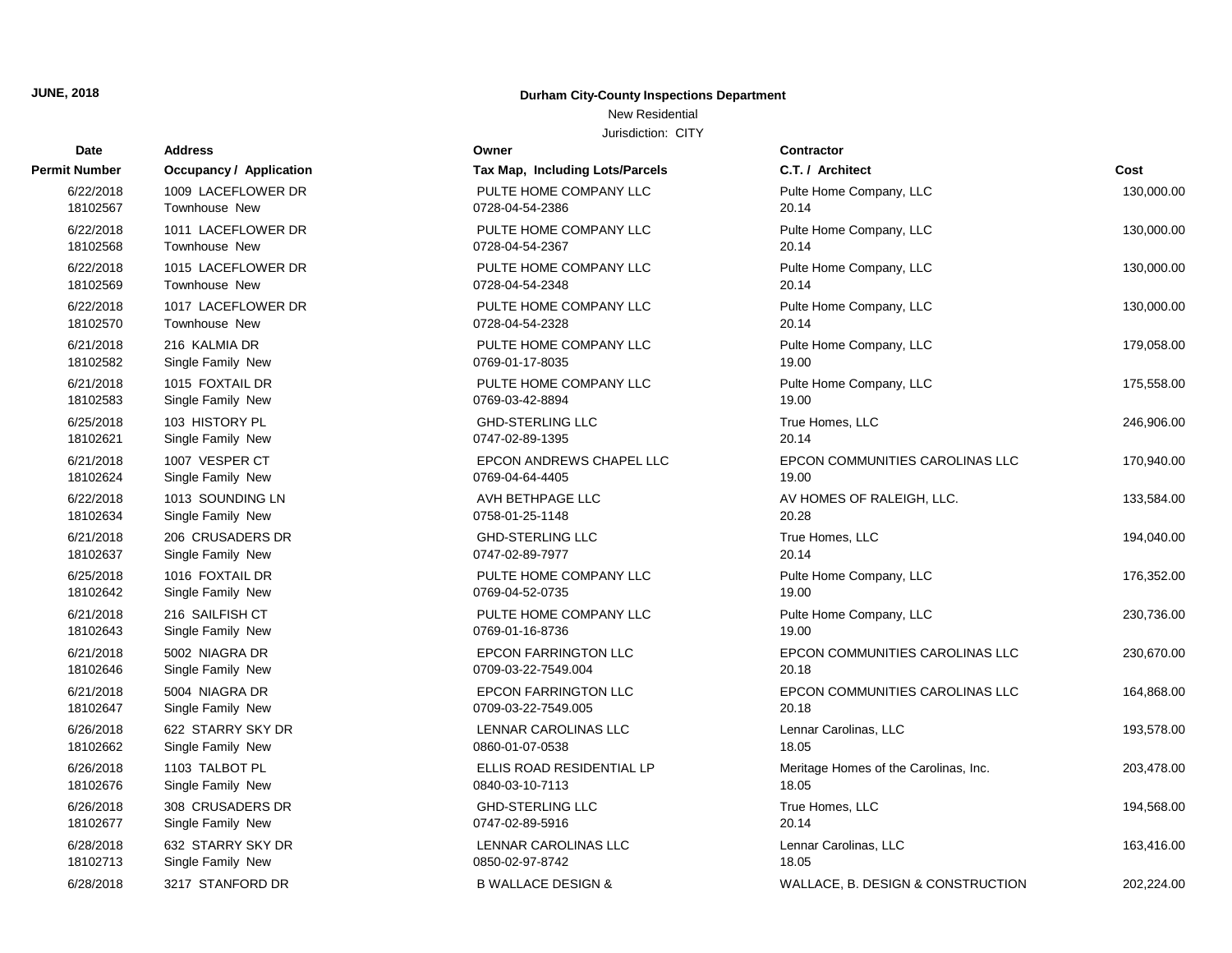**JUNE, 2018**

**Durham City-County Inspections Department**

New Residential

Jurisdiction: CITY

| Date<br>Permit Number | Address<br>Occupancy / Application | Owner<br>Tax Map, Including Lots/Parcels | Contractor<br>C.T. / Architect | Cost |
|---|---|---|---|---|
| 6/22/2018<br>18102567 | 1009 LACEFLOWER DR<br>Townhouse New | PULTE HOME COMPANY LLC<br>0728-04-54-2386 | Pulte Home Company, LLC<br>20.14 | 130,000.00 |
| 6/22/2018<br>18102568 | 1011 LACEFLOWER DR<br>Townhouse New | PULTE HOME COMPANY LLC<br>0728-04-54-2367 | Pulte Home Company, LLC<br>20.14 | 130,000.00 |
| 6/22/2018<br>18102569 | 1015 LACEFLOWER DR<br>Townhouse New | PULTE HOME COMPANY LLC<br>0728-04-54-2348 | Pulte Home Company, LLC<br>20.14 | 130,000.00 |
| 6/22/2018<br>18102570 | 1017 LACEFLOWER DR<br>Townhouse New | PULTE HOME COMPANY LLC<br>0728-04-54-2328 | Pulte Home Company, LLC<br>20.14 | 130,000.00 |
| 6/21/2018<br>18102582 | 216 KALMIA DR<br>Single Family New | PULTE HOME COMPANY LLC<br>0769-01-17-8035 | Pulte Home Company, LLC<br>19.00 | 179,058.00 |
| 6/21/2018<br>18102583 | 1015 FOXTAIL DR<br>Single Family New | PULTE HOME COMPANY LLC<br>0769-03-42-8894 | Pulte Home Company, LLC<br>19.00 | 175,558.00 |
| 6/25/2018<br>18102621 | 103 HISTORY PL<br>Single Family New | GHD-STERLING LLC<br>0747-02-89-1395 | True Homes, LLC<br>20.14 | 246,906.00 |
| 6/21/2018<br>18102624 | 1007 VESPER CT<br>Single Family New | EPCON ANDREWS CHAPEL LLC<br>0769-04-64-4405 | EPCON COMMUNITIES CAROLINAS LLC<br>19.00 | 170,940.00 |
| 6/22/2018<br>18102634 | 1013 SOUNDING LN<br>Single Family New | AVH BETHPAGE LLC<br>0758-01-25-1148 | AV HOMES OF RALEIGH, LLC.<br>20.28 | 133,584.00 |
| 6/21/2018<br>18102637 | 206 CRUSADERS DR<br>Single Family New | GHD-STERLING LLC<br>0747-02-89-7977 | True Homes, LLC<br>20.14 | 194,040.00 |
| 6/25/2018<br>18102642 | 1016 FOXTAIL DR<br>Single Family New | PULTE HOME COMPANY LLC<br>0769-04-52-0735 | Pulte Home Company, LLC<br>19.00 | 176,352.00 |
| 6/21/2018<br>18102643 | 216 SAILFISH CT<br>Single Family New | PULTE HOME COMPANY LLC<br>0769-01-16-8736 | Pulte Home Company, LLC<br>19.00 | 230,736.00 |
| 6/21/2018<br>18102646 | 5002 NIAGRA DR<br>Single Family New | EPCON FARRINGTON LLC<br>0709-03-22-7549.004 | EPCON COMMUNITIES CAROLINAS LLC<br>20.18 | 230,670.00 |
| 6/21/2018<br>18102647 | 5004 NIAGRA DR<br>Single Family New | EPCON FARRINGTON LLC<br>0709-03-22-7549.005 | EPCON COMMUNITIES CAROLINAS LLC<br>20.18 | 164,868.00 |
| 6/26/2018<br>18102662 | 622 STARRY SKY DR<br>Single Family New | LENNAR CAROLINAS LLC<br>0860-01-07-0538 | Lennar Carolinas, LLC<br>18.05 | 193,578.00 |
| 6/26/2018<br>18102676 | 1103 TALBOT PL<br>Single Family New | ELLIS ROAD RESIDENTIAL LP<br>0840-03-10-7113 | Meritage Homes of the Carolinas, Inc.<br>18.05 | 203,478.00 |
| 6/26/2018<br>18102677 | 308 CRUSADERS DR<br>Single Family New | GHD-STERLING LLC<br>0747-02-89-5916 | True Homes, LLC<br>20.14 | 194,568.00 |
| 6/28/2018<br>18102713 | 632 STARRY SKY DR<br>Single Family New | LENNAR CAROLINAS LLC<br>0850-02-97-8742 | Lennar Carolinas, LLC<br>18.05 | 163,416.00 |
| 6/28/2018 | 3217 STANFORD DR | B WALLACE DESIGN & | WALLACE, B. DESIGN & CONSTRUCTION | 202,224.00 |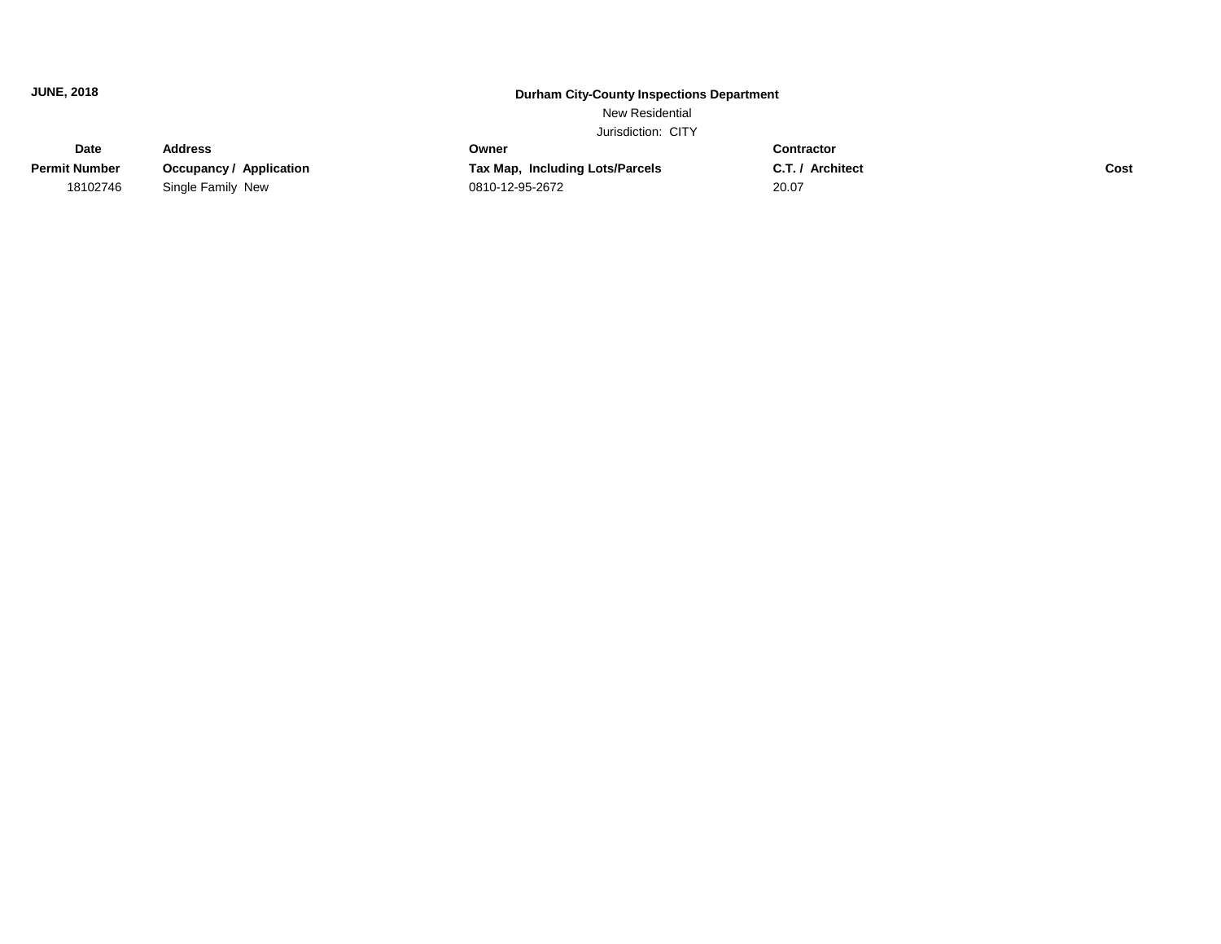**JUNE, 2018**

**Durham City-County Inspections Department**

New Residential

Jurisdiction: CITY

| **Date** / **Permit Number** | **Address** / **Occupancy / Application** | **Owner** / **Tax Map, Including Lots/Parcels** | **Contractor** / **C.T. / Architect** | **Cost** |
|---|---|---|---|---|
| 18102746 | Single Family New | 0810-12-95-2672 | 20.07 | |